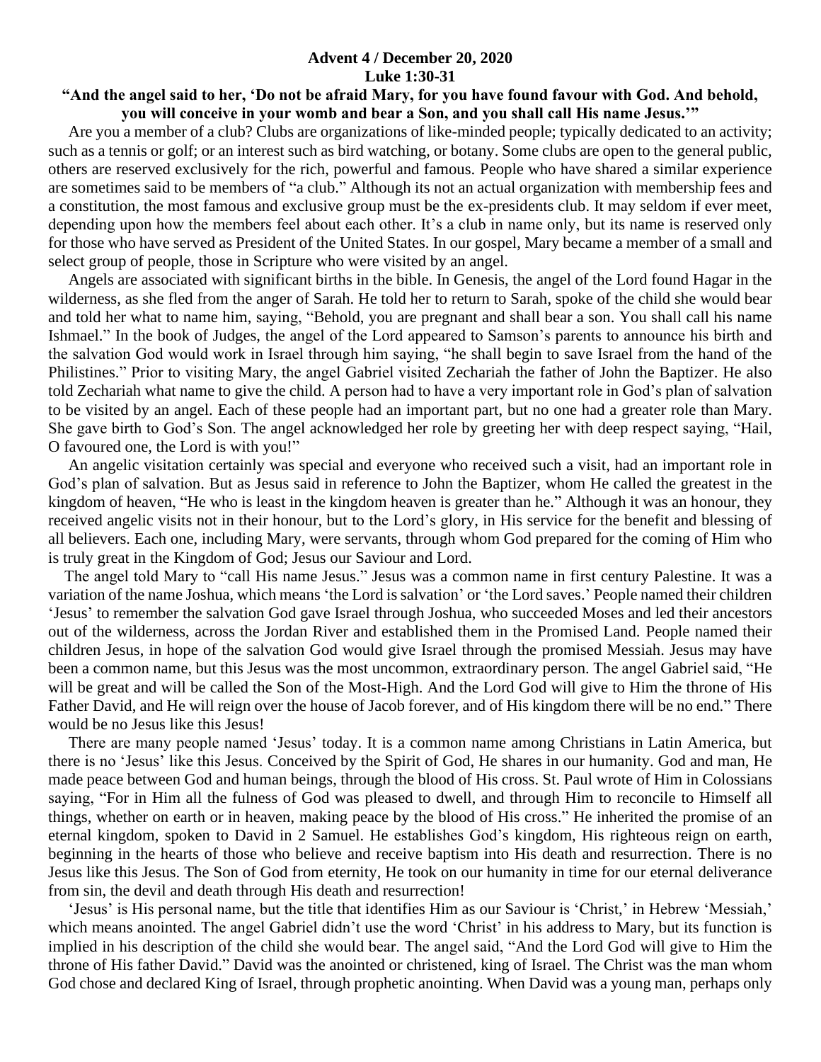**Advent 4 / December 20, 2020**
**Luke 1:30-31**

**"And the angel said to her, 'Do not be afraid Mary, for you have found favour with God. And behold, you will conceive in your womb and bear a Son, and you shall call His name Jesus.'"**

Are you a member of a club? Clubs are organizations of like-minded people; typically dedicated to an activity; such as a tennis or golf; or an interest such as bird watching, or botany. Some clubs are open to the general public, others are reserved exclusively for the rich, powerful and famous. People who have shared a similar experience are sometimes said to be members of "a club." Although its not an actual organization with membership fees and a constitution, the most famous and exclusive group must be the ex-presidents club. It may seldom if ever meet, depending upon how the members feel about each other. It's a club in name only, but its name is reserved only for those who have served as President of the United States. In our gospel, Mary became a member of a small and select group of people, those in Scripture who were visited by an angel.

Angels are associated with significant births in the bible. In Genesis, the angel of the Lord found Hagar in the wilderness, as she fled from the anger of Sarah. He told her to return to Sarah, spoke of the child she would bear and told her what to name him, saying, "Behold, you are pregnant and shall bear a son. You shall call his name Ishmael." In the book of Judges, the angel of the Lord appeared to Samson's parents to announce his birth and the salvation God would work in Israel through him saying, "he shall begin to save Israel from the hand of the Philistines." Prior to visiting Mary, the angel Gabriel visited Zechariah the father of John the Baptizer. He also told Zechariah what name to give the child. A person had to have a very important role in God's plan of salvation to be visited by an angel. Each of these people had an important part, but no one had a greater role than Mary. She gave birth to God's Son. The angel acknowledged her role by greeting her with deep respect saying, "Hail, O favoured one, the Lord is with you!"

An angelic visitation certainly was special and everyone who received such a visit, had an important role in God's plan of salvation. But as Jesus said in reference to John the Baptizer, whom He called the greatest in the kingdom of heaven, "He who is least in the kingdom heaven is greater than he." Although it was an honour, they received angelic visits not in their honour, but to the Lord's glory, in His service for the benefit and blessing of all believers. Each one, including Mary, were servants, through whom God prepared for the coming of Him who is truly great in the Kingdom of God; Jesus our Saviour and Lord.

The angel told Mary to "call His name Jesus." Jesus was a common name in first century Palestine. It was a variation of the name Joshua, which means 'the Lord is salvation' or 'the Lord saves.' People named their children 'Jesus' to remember the salvation God gave Israel through Joshua, who succeeded Moses and led their ancestors out of the wilderness, across the Jordan River and established them in the Promised Land. People named their children Jesus, in hope of the salvation God would give Israel through the promised Messiah. Jesus may have been a common name, but this Jesus was the most uncommon, extraordinary person. The angel Gabriel said, "He will be great and will be called the Son of the Most-High. And the Lord God will give to Him the throne of His Father David, and He will reign over the house of Jacob forever, and of His kingdom there will be no end." There would be no Jesus like this Jesus!

There are many people named 'Jesus' today. It is a common name among Christians in Latin America, but there is no 'Jesus' like this Jesus. Conceived by the Spirit of God, He shares in our humanity. God and man, He made peace between God and human beings, through the blood of His cross. St. Paul wrote of Him in Colossians saying, "For in Him all the fulness of God was pleased to dwell, and through Him to reconcile to Himself all things, whether on earth or in heaven, making peace by the blood of His cross." He inherited the promise of an eternal kingdom, spoken to David in 2 Samuel. He establishes God's kingdom, His righteous reign on earth, beginning in the hearts of those who believe and receive baptism into His death and resurrection. There is no Jesus like this Jesus. The Son of God from eternity, He took on our humanity in time for our eternal deliverance from sin, the devil and death through His death and resurrection!

'Jesus' is His personal name, but the title that identifies Him as our Saviour is 'Christ,' in Hebrew 'Messiah,' which means anointed. The angel Gabriel didn't use the word 'Christ' in his address to Mary, but its function is implied in his description of the child she would bear. The angel said, "And the Lord God will give to Him the throne of His father David." David was the anointed or christened, king of Israel. The Christ was the man whom God chose and declared King of Israel, through prophetic anointing. When David was a young man, perhaps only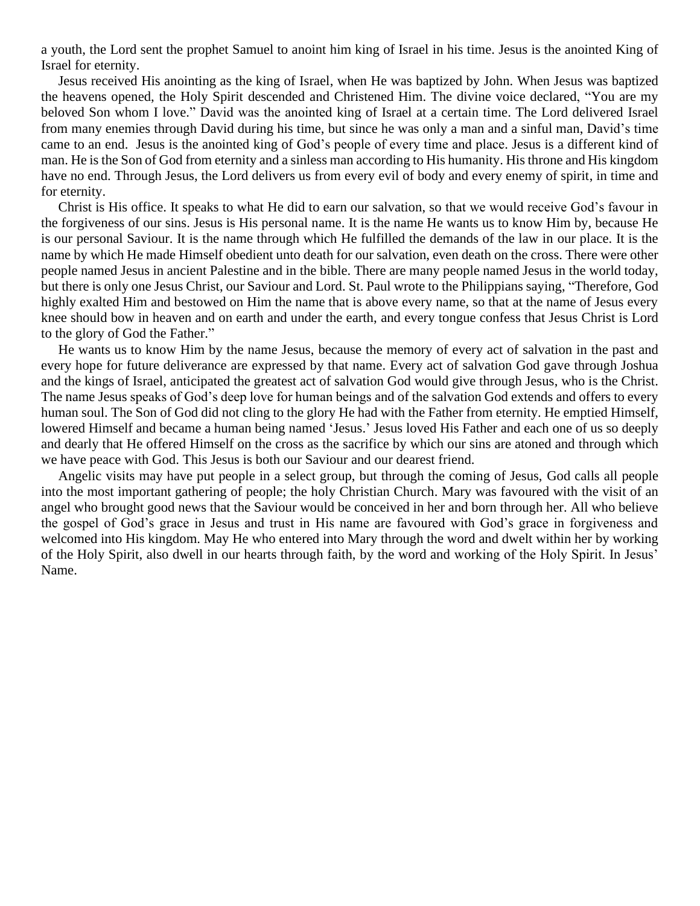a youth, the Lord sent the prophet Samuel to anoint him king of Israel in his time. Jesus is the anointed King of Israel for eternity.

Jesus received His anointing as the king of Israel, when He was baptized by John. When Jesus was baptized the heavens opened, the Holy Spirit descended and Christened Him. The divine voice declared, “You are my beloved Son whom I love.” David was the anointed king of Israel at a certain time. The Lord delivered Israel from many enemies through David during his time, but since he was only a man and a sinful man, David’s time came to an end. Jesus is the anointed king of God’s people of every time and place. Jesus is a different kind of man. He is the Son of God from eternity and a sinless man according to His humanity. His throne and His kingdom have no end. Through Jesus, the Lord delivers us from every evil of body and every enemy of spirit, in time and for eternity.

Christ is His office. It speaks to what He did to earn our salvation, so that we would receive God’s favour in the forgiveness of our sins. Jesus is His personal name. It is the name He wants us to know Him by, because He is our personal Saviour. It is the name through which He fulfilled the demands of the law in our place. It is the name by which He made Himself obedient unto death for our salvation, even death on the cross. There were other people named Jesus in ancient Palestine and in the bible. There are many people named Jesus in the world today, but there is only one Jesus Christ, our Saviour and Lord. St. Paul wrote to the Philippians saying, “Therefore, God highly exalted Him and bestowed on Him the name that is above every name, so that at the name of Jesus every knee should bow in heaven and on earth and under the earth, and every tongue confess that Jesus Christ is Lord to the glory of God the Father.”

He wants us to know Him by the name Jesus, because the memory of every act of salvation in the past and every hope for future deliverance are expressed by that name. Every act of salvation God gave through Joshua and the kings of Israel, anticipated the greatest act of salvation God would give through Jesus, who is the Christ. The name Jesus speaks of God’s deep love for human beings and of the salvation God extends and offers to every human soul. The Son of God did not cling to the glory He had with the Father from eternity. He emptied Himself, lowered Himself and became a human being named ‘Jesus.’ Jesus loved His Father and each one of us so deeply and dearly that He offered Himself on the cross as the sacrifice by which our sins are atoned and through which we have peace with God. This Jesus is both our Saviour and our dearest friend.

Angelic visits may have put people in a select group, but through the coming of Jesus, God calls all people into the most important gathering of people; the holy Christian Church. Mary was favoured with the visit of an angel who brought good news that the Saviour would be conceived in her and born through her. All who believe the gospel of God’s grace in Jesus and trust in His name are favoured with God’s grace in forgiveness and welcomed into His kingdom. May He who entered into Mary through the word and dwelt within her by working of the Holy Spirit, also dwell in our hearts through faith, by the word and working of the Holy Spirit. In Jesus’ Name.